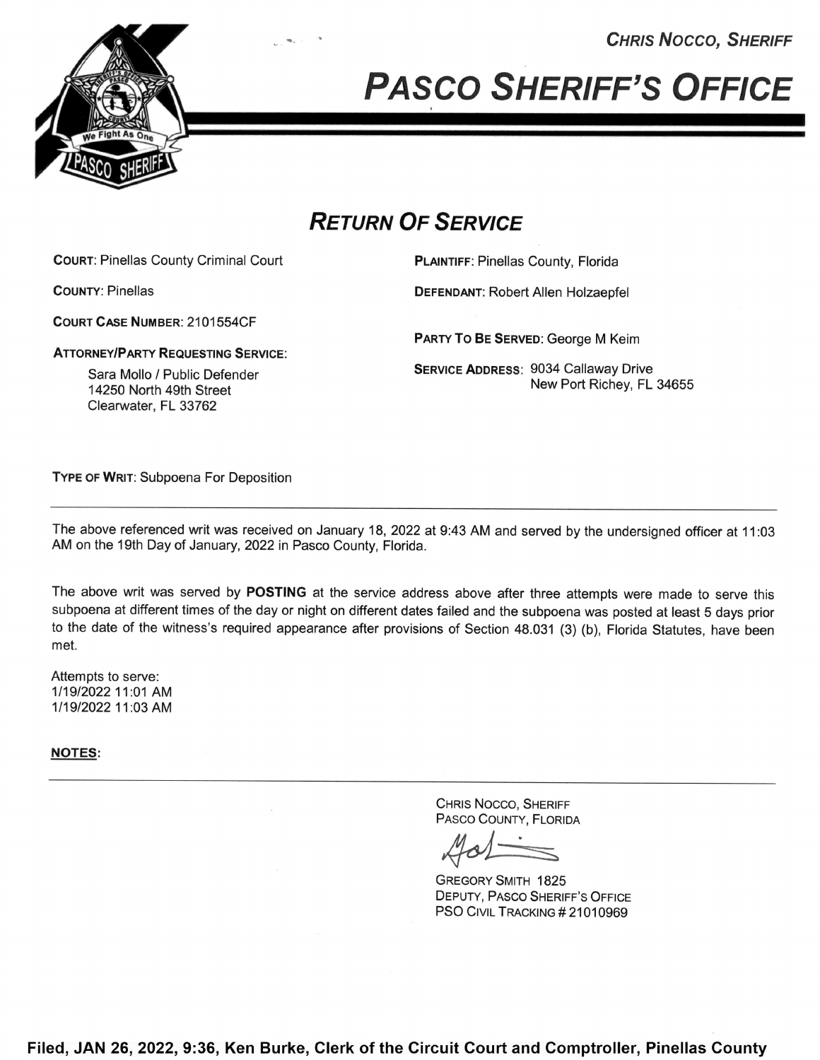CHRIS NOCCO, SHERIFF

# PASCO SHERIFF'S OFFICE

## RETURN OF SERVICE

**COURT**: Pinellas County Criminal Court

**COUNTY**: Pinellas

**COURT CASE NUMBER**: 2101554CF

**ATTORNEY/PARTY REQUESTING SERVICE**:

Sara Mollo / Public Defender
14250 North 49th Street
Clearwater, FL 33762

**PLAINTIFF**: Pinellas County, Florida

**DEFENDANT**: Robert Allen Holzaepfel

**PARTY TO BE SERVED**: George M Keim

**SERVICE ADDRESS**: 9034 Callaway Drive
New Port Richey, FL 34655

**TYPE OF WRIT**: Subpoena For Deposition

---

The above referenced writ was received on January 18, 2022 at 9:43 AM and served by the undersigned officer at 11:03 AM on the 19th Day of January, 2022 in Pasco County, Florida.

The above writ was served by **POSTING** at the service address above after three attempts were made to serve this subpoena at different times of the day or night on different dates failed and the subpoena was posted at least 5 days prior to the date of the witness's required appearance after provisions of Section 48.031 (3) (b), Florida Statutes, have been met.

Attempts to serve:
1/19/2022 11:01 AM
1/19/2022 11:03 AM

**NOTES**:

---

CHRIS NOCCO, SHERIFF
PASCO COUNTY, FLORIDA

GREGORY SMITH 1825
DEPUTY, PASCO SHERIFF'S OFFICE
PSO CIVIL TRACKING # 21010969

**Filed, JAN 26, 2022, 9:36, Ken Burke, Clerk of the Circuit Court and Comptroller, Pinellas County**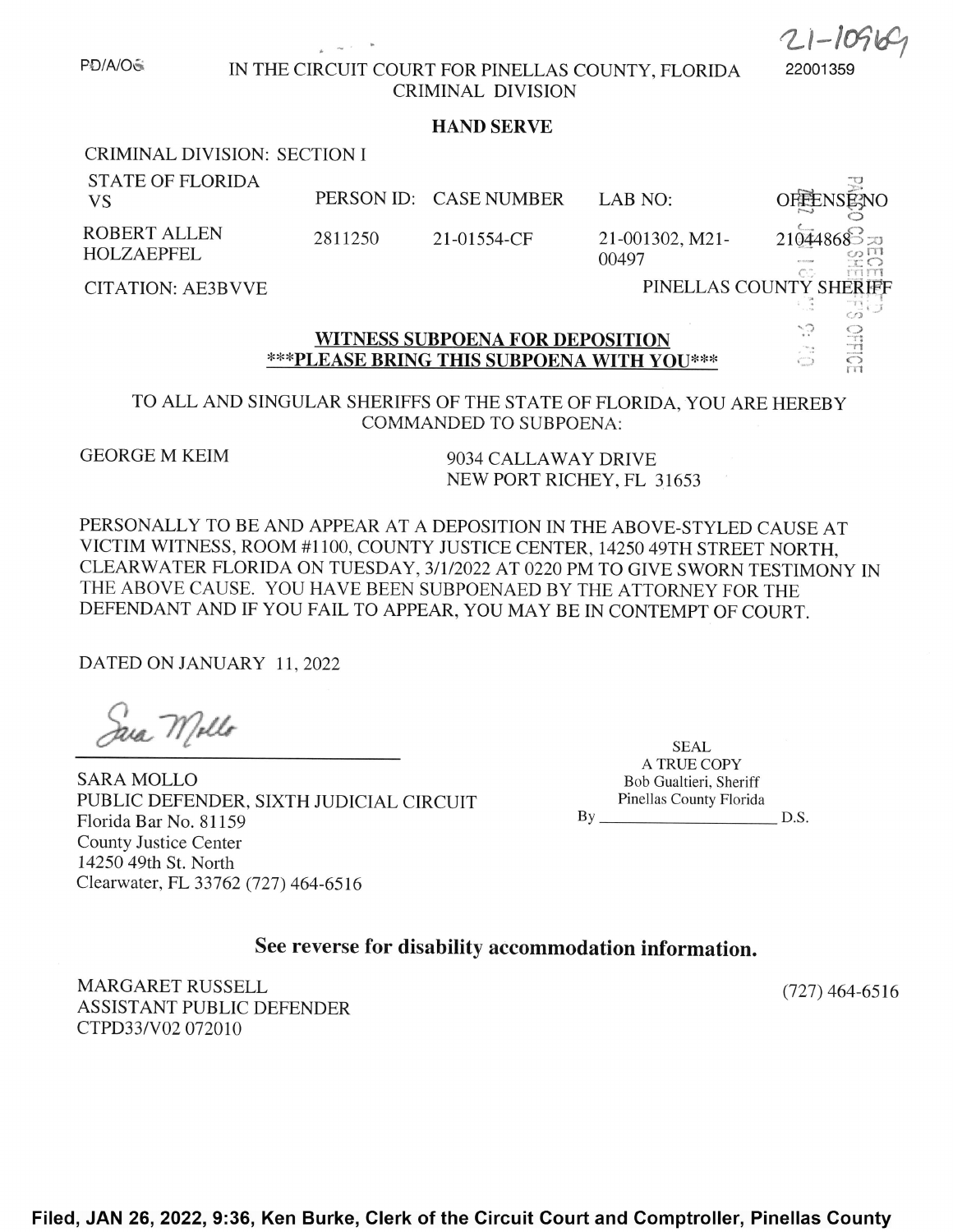PD/A/O6

21-10969

22001359

IN THE CIRCUIT COURT FOR PINELLAS COUNTY, FLORIDA
CRIMINAL DIVISION

**HAND SERVE**

CRIMINAL DIVISION: SECTION I

| STATE OF FLORIDA VS | PERSON ID: | CASE NUMBER | LAB NO: | OFFENSE NO |
|---|---|---|---|---|
| ROBERT ALLEN HOLZAEPFEL | 2811250 | 21-01554-CF | 21-001302, M21-00497 | 21044868 |

CITATION: AE3BVVE

PINELLAS COUNTY SHERIFF

RECEIVED PASCO CO SHERIFF'S OFFICE

**WITNESS SUBPOENA FOR DEPOSITION**
**\*\*\*PLEASE BRING THIS SUBPOENA WITH YOU\*\*\***

TO ALL AND SINGULAR SHERIFFS OF THE STATE OF FLORIDA, YOU ARE HEREBY COMMANDED TO SUBPOENA:

GEORGE M KEIM

9034 CALLAWAY DRIVE
NEW PORT RICHEY, FL 31653

PERSONALLY TO BE AND APPEAR AT A DEPOSITION IN THE ABOVE-STYLED CAUSE AT VICTIM WITNESS, ROOM #1100, COUNTY JUSTICE CENTER, 14250 49TH STREET NORTH, CLEARWATER FLORIDA ON TUESDAY, 3/1/2022 AT 0220 PM TO GIVE SWORN TESTIMONY IN THE ABOVE CAUSE. YOU HAVE BEEN SUBPOENAED BY THE ATTORNEY FOR THE DEFENDANT AND IF YOU FAIL TO APPEAR, YOU MAY BE IN CONTEMPT OF COURT.

DATED ON JANUARY 11, 2022

Sara Mollo

SARA MOLLO
PUBLIC DEFENDER, SIXTH JUDICIAL CIRCUIT
Florida Bar No. 81159
County Justice Center
14250 49th St. North
Clearwater, FL 33762 (727) 464-6516

SEAL
A TRUE COPY
Bob Gualtieri, Sheriff
Pinellas County Florida
By ____________________ D.S.

**See reverse for disability accommodation information.**

MARGARET RUSSELL
ASSISTANT PUBLIC DEFENDER
CTPD33/V02 072010

(727) 464-6516

**Filed, JAN 26, 2022, 9:36, Ken Burke, Clerk of the Circuit Court and Comptroller, Pinellas County**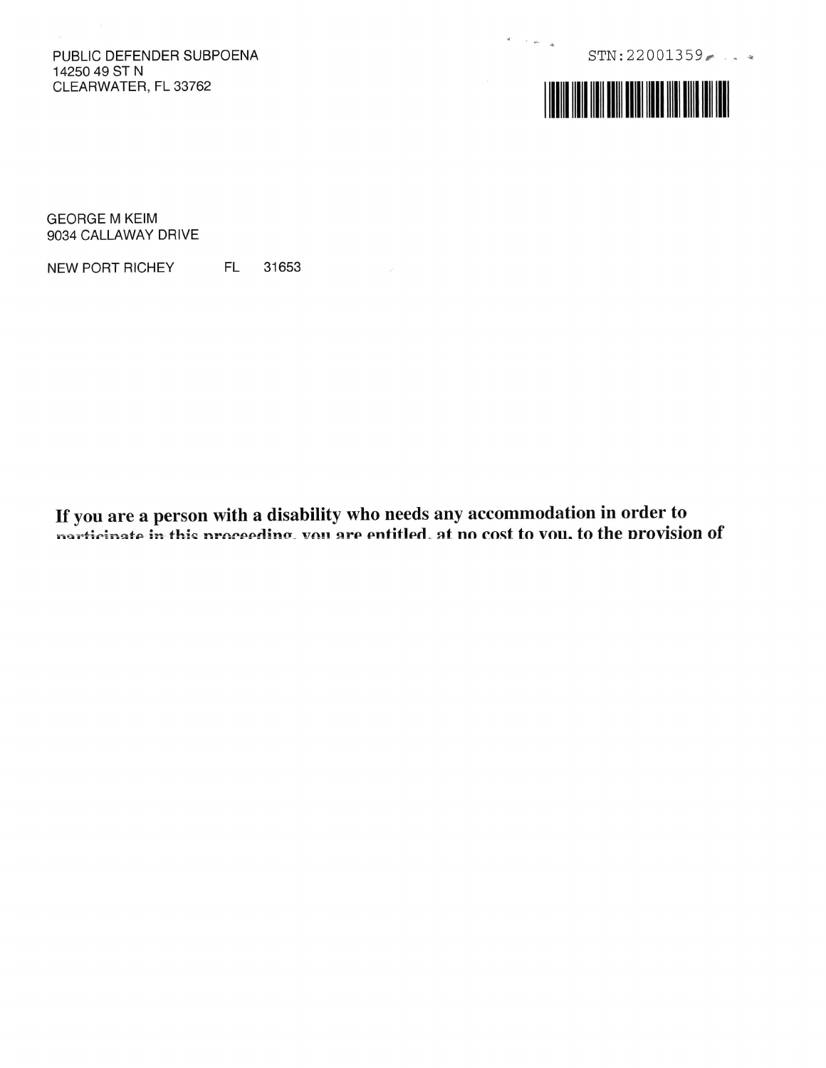PUBLIC DEFENDER SUBPOENA
14250 49 ST N
CLEARWATER, FL 33762

STN:22001359

GEORGE M KEIM
9034 CALLAWAY DRIVE

NEW PORT RICHEY FL 31653

**If you are a person with a disability who needs any accommodation in order to participate in this proceeding, you are entitled, at no cost to you, to the provision of**